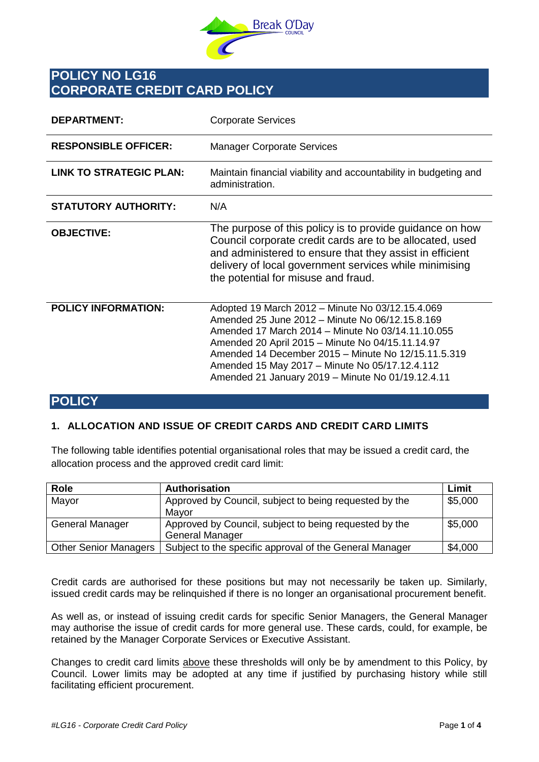# POLICY NO LG16
# CORPORATE CREDIT CARD POLICY

| | |
|---|---|
| **DEPARTMENT:** | Corporate Services |
| **RESPONSIBLE OFFICER:** | Manager Corporate Services |
| **LINK TO STRATEGIC PLAN:** | Maintain financial viability and accountability in budgeting and administration. |
| **STATUTORY AUTHORITY:** | N/A |
| **OBJECTIVE:** | The purpose of this policy is to provide guidance on how Council corporate credit cards are to be allocated, used and administered to ensure that they assist in efficient delivery of local government services while minimising the potential for misuse and fraud. |
| **POLICY INFORMATION:** | Adopted 19 March 2012 – Minute No 03/12.15.4.069<br>Amended 25 June 2012 – Minute No 06/12.15.8.169<br>Amended 17 March 2014 – Minute No 03/14.11.10.055<br>Amended 20 April 2015 – Minute No 04/15.11.14.97<br>Amended 14 December 2015 – Minute No 12/15.11.5.319<br>Amended 15 May 2017 – Minute No 05/17.12.4.112<br>Amended 21 January 2019 – Minute No 01/19.12.4.11 |

## POLICY

### 1. ALLOCATION AND ISSUE OF CREDIT CARDS AND CREDIT CARD LIMITS

The following table identifies potential organisational roles that may be issued a credit card, the allocation process and the approved credit card limit:

| Role | Authorisation | Limit |
|---|---|---|
| Mayor | Approved by Council, subject to being requested by the Mayor | $5,000 |
| General Manager | Approved by Council, subject to being requested by the General Manager | $5,000 |
| Other Senior Managers | Subject to the specific approval of the General Manager | $4,000 |

Credit cards are authorised for these positions but may not necessarily be taken up. Similarly, issued credit cards may be relinquished if there is no longer an organisational procurement benefit.

As well as, or instead of issuing credit cards for specific Senior Managers, the General Manager may authorise the issue of credit cards for more general use. These cards, could, for example, be retained by the Manager Corporate Services or Executive Assistant.

Changes to credit card limits above these thresholds will only be by amendment to this Policy, by Council. Lower limits may be adopted at any time if justified by purchasing history while still facilitating efficient procurement.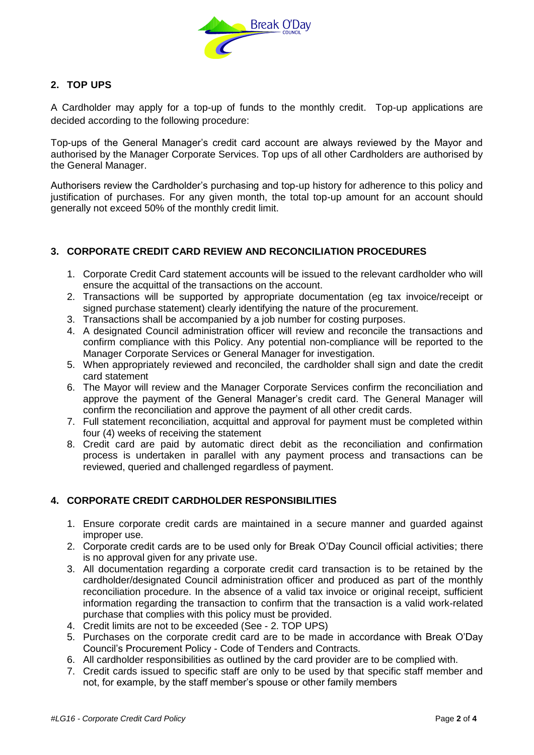## 2. TOP UPS

A Cardholder may apply for a top-up of funds to the monthly credit. Top-up applications are decided according to the following procedure:

Top-ups of the General Manager's credit card account are always reviewed by the Mayor and authorised by the Manager Corporate Services. Top ups of all other Cardholders are authorised by the General Manager.

Authorisers review the Cardholder's purchasing and top-up history for adherence to this policy and justification of purchases. For any given month, the total top-up amount for an account should generally not exceed 50% of the monthly credit limit.

## 3. CORPORATE CREDIT CARD REVIEW AND RECONCILIATION PROCEDURES

1. Corporate Credit Card statement accounts will be issued to the relevant cardholder who will ensure the acquittal of the transactions on the account.
2. Transactions will be supported by appropriate documentation (eg tax invoice/receipt or signed purchase statement) clearly identifying the nature of the procurement.
3. Transactions shall be accompanied by a job number for costing purposes.
4. A designated Council administration officer will review and reconcile the transactions and confirm compliance with this Policy. Any potential non-compliance will be reported to the Manager Corporate Services or General Manager for investigation.
5. When appropriately reviewed and reconciled, the cardholder shall sign and date the credit card statement
6. The Mayor will review and the Manager Corporate Services confirm the reconciliation and approve the payment of the General Manager's credit card. The General Manager will confirm the reconciliation and approve the payment of all other credit cards.
7. Full statement reconciliation, acquittal and approval for payment must be completed within four (4) weeks of receiving the statement
8. Credit card are paid by automatic direct debit as the reconciliation and confirmation process is undertaken in parallel with any payment process and transactions can be reviewed, queried and challenged regardless of payment.

## 4. CORPORATE CREDIT CARDHOLDER RESPONSIBILITIES

1. Ensure corporate credit cards are maintained in a secure manner and guarded against improper use.
2. Corporate credit cards are to be used only for Break O'Day Council official activities; there is no approval given for any private use.
3. All documentation regarding a corporate credit card transaction is to be retained by the cardholder/designated Council administration officer and produced as part of the monthly reconciliation procedure. In the absence of a valid tax invoice or original receipt, sufficient information regarding the transaction to confirm that the transaction is a valid work-related purchase that complies with this policy must be provided.
4. Credit limits are not to be exceeded (See - 2. TOP UPS)
5. Purchases on the corporate credit card are to be made in accordance with Break O'Day Council's Procurement Policy - Code of Tenders and Contracts.
6. All cardholder responsibilities as outlined by the card provider are to be complied with.
7. Credit cards issued to specific staff are only to be used by that specific staff member and not, for example, by the staff member's spouse or other family members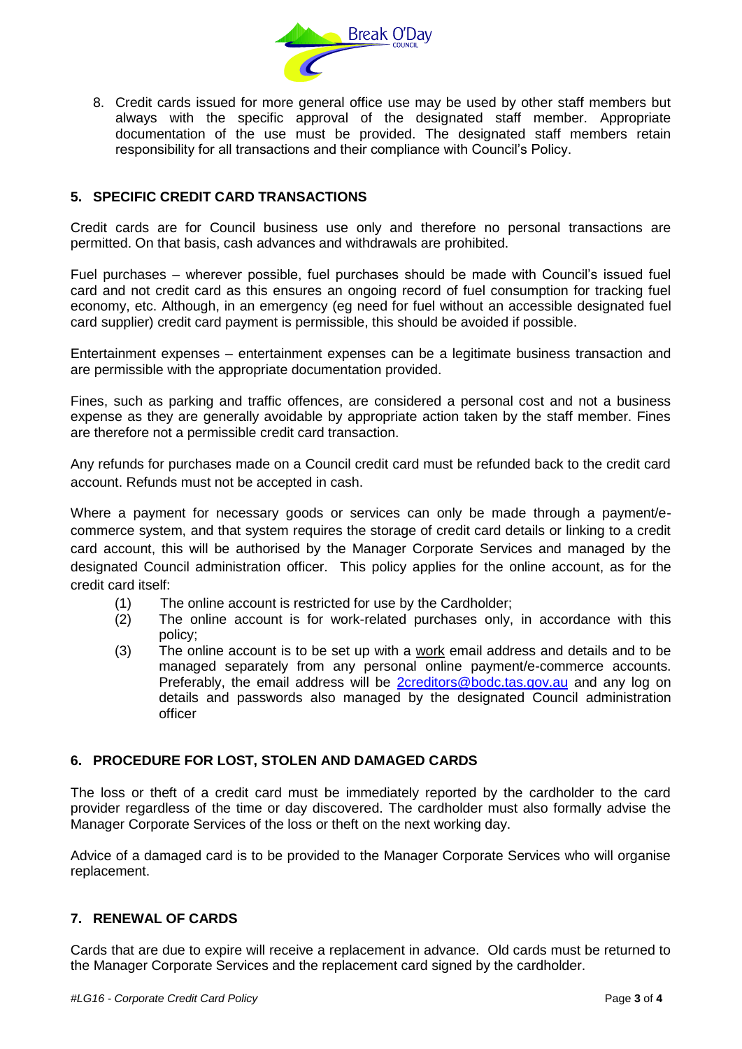8. Credit cards issued for more general office use may be used by other staff members but always with the specific approval of the designated staff member. Appropriate documentation of the use must be provided. The designated staff members retain responsibility for all transactions and their compliance with Council's Policy.

## 5. SPECIFIC CREDIT CARD TRANSACTIONS

Credit cards are for Council business use only and therefore no personal transactions are permitted. On that basis, cash advances and withdrawals are prohibited.

Fuel purchases – wherever possible, fuel purchases should be made with Council's issued fuel card and not credit card as this ensures an ongoing record of fuel consumption for tracking fuel economy, etc. Although, in an emergency (eg need for fuel without an accessible designated fuel card supplier) credit card payment is permissible, this should be avoided if possible.

Entertainment expenses – entertainment expenses can be a legitimate business transaction and are permissible with the appropriate documentation provided.

Fines, such as parking and traffic offences, are considered a personal cost and not a business expense as they are generally avoidable by appropriate action taken by the staff member. Fines are therefore not a permissible credit card transaction.

Any refunds for purchases made on a Council credit card must be refunded back to the credit card account. Refunds must not be accepted in cash.

Where a payment for necessary goods or services can only be made through a payment/e-commerce system, and that system requires the storage of credit card details or linking to a credit card account, this will be authorised by the Manager Corporate Services and managed by the designated Council administration officer. This policy applies for the online account, as for the credit card itself:

(1) The online account is restricted for use by the Cardholder;

(2) The online account is for work-related purchases only, in accordance with this policy;

(3) The online account is to be set up with a work email address and details and to be managed separately from any personal online payment/e-commerce accounts. Preferably, the email address will be 2creditors@bodc.tas.gov.au and any log on details and passwords also managed by the designated Council administration officer

## 6. PROCEDURE FOR LOST, STOLEN AND DAMAGED CARDS

The loss or theft of a credit card must be immediately reported by the cardholder to the card provider regardless of the time or day discovered. The cardholder must also formally advise the Manager Corporate Services of the loss or theft on the next working day.

Advice of a damaged card is to be provided to the Manager Corporate Services who will organise replacement.

## 7. RENEWAL OF CARDS

Cards that are due to expire will receive a replacement in advance. Old cards must be returned to the Manager Corporate Services and the replacement card signed by the cardholder.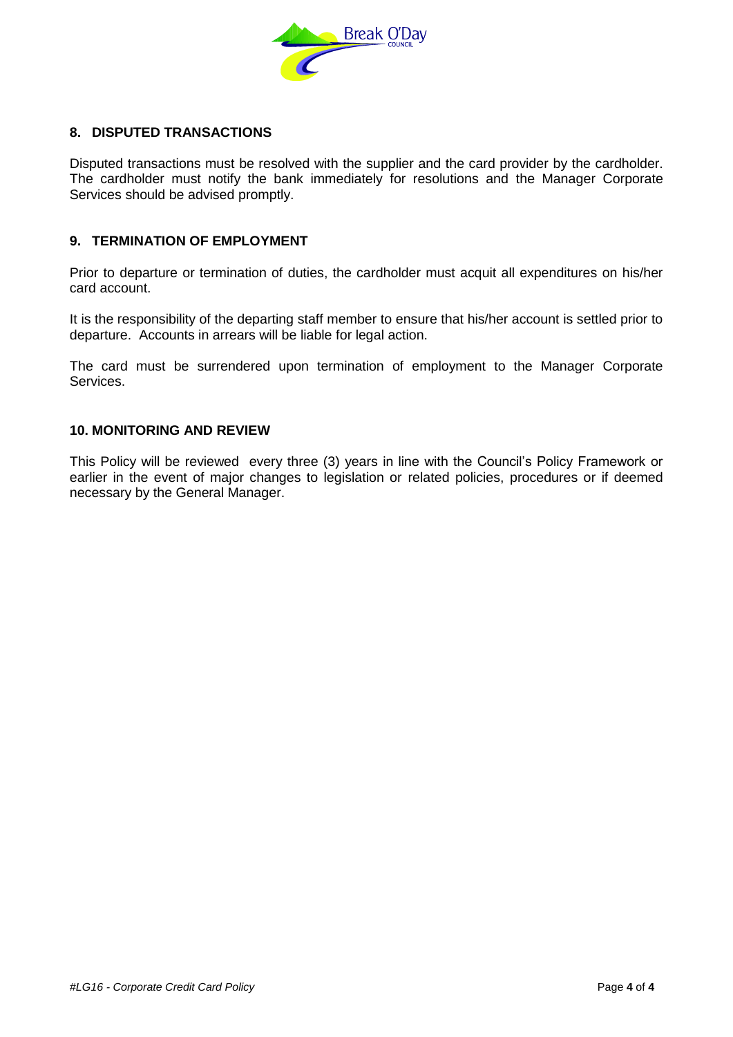## 8. DISPUTED TRANSACTIONS

Disputed transactions must be resolved with the supplier and the card provider by the cardholder. The cardholder must notify the bank immediately for resolutions and the Manager Corporate Services should be advised promptly.

## 9. TERMINATION OF EMPLOYMENT

Prior to departure or termination of duties, the cardholder must acquit all expenditures on his/her card account.

It is the responsibility of the departing staff member to ensure that his/her account is settled prior to departure. Accounts in arrears will be liable for legal action.

The card must be surrendered upon termination of employment to the Manager Corporate Services.

## 10. MONITORING AND REVIEW

This Policy will be reviewed every three (3) years in line with the Council's Policy Framework or earlier in the event of major changes to legislation or related policies, procedures or if deemed necessary by the General Manager.